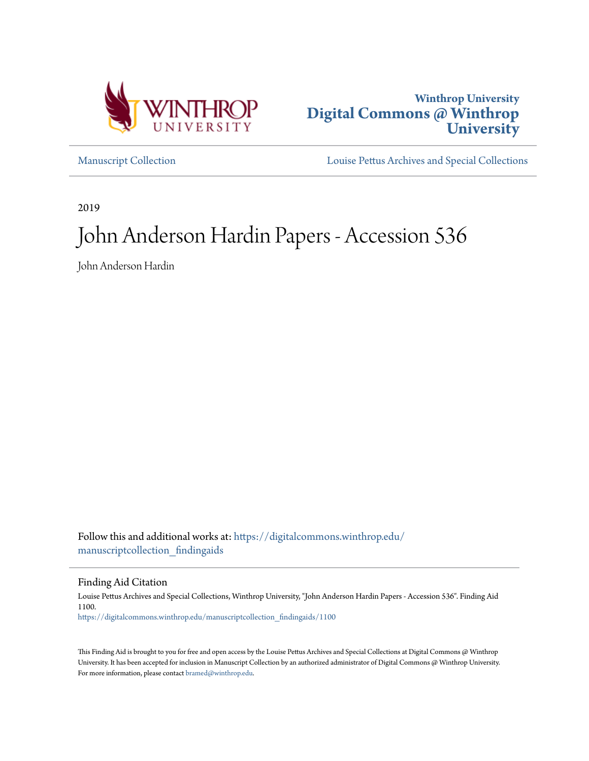Winthrop University
# Digital Commons @ Winthrop University

Manuscript Collection

Louise Pettus Archives and Special Collections

2019

# John Anderson Hardin Papers - Accession 536

John Anderson Hardin

Follow this and additional works at: https://digitalcommons.winthrop.edu/manuscriptcollection_findingaids

## Finding Aid Citation

Louise Pettus Archives and Special Collections, Winthrop University, "John Anderson Hardin Papers - Accession 536". Finding Aid 1100.
https://digitalcommons.winthrop.edu/manuscriptcollection_findingaids/1100

This Finding Aid is brought to you for free and open access by the Louise Pettus Archives and Special Collections at Digital Commons @ Winthrop University. It has been accepted for inclusion in Manuscript Collection by an authorized administrator of Digital Commons @ Winthrop University. For more information, please contact bramed@winthrop.edu.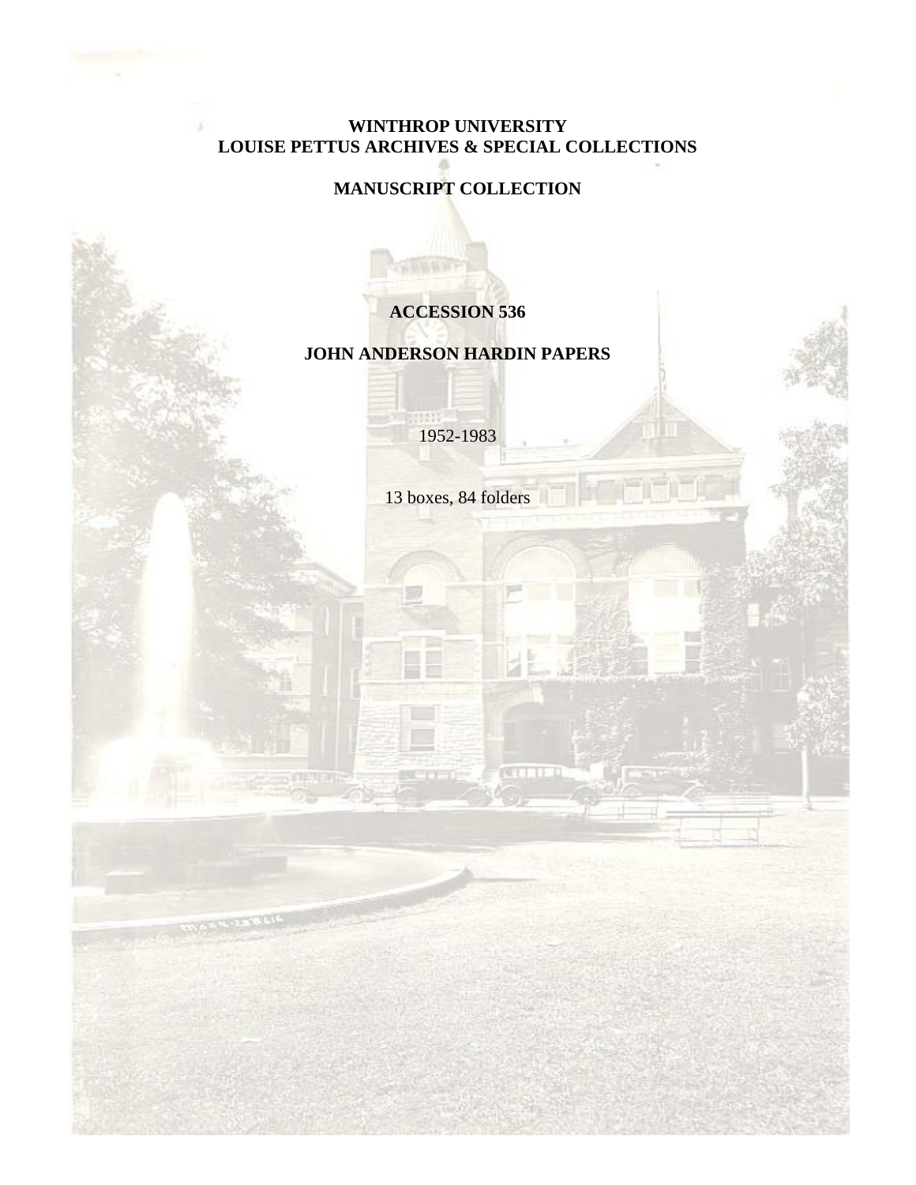**WINTHROP UNIVERSITY**
**LOUISE PETTUS ARCHIVES & SPECIAL COLLECTIONS**

**MANUSCRIPT COLLECTION**

**ACCESSION 536**

**JOHN ANDERSON HARDIN PAPERS**

1952-1983

13 boxes, 84 folders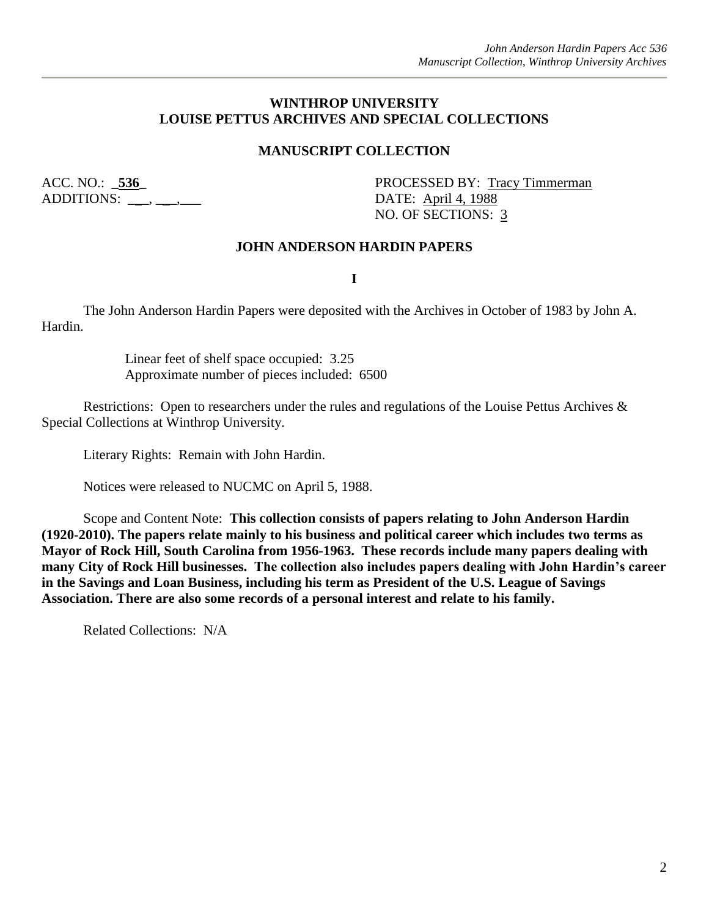## WINTHROP UNIVERSITY
## LOUISE PETTUS ARCHIVES AND SPECIAL COLLECTIONS

### MANUSCRIPT COLLECTION

ACC. NO.: _**536**_
ADDITIONS: __, __,___

PROCESSED BY: Tracy Timmerman
DATE: April 4, 1988
NO. OF SECTIONS: 3

### JOHN ANDERSON HARDIN PAPERS

**I**

The John Anderson Hardin Papers were deposited with the Archives in October of 1983 by John A. Hardin.

Linear feet of shelf space occupied: 3.25
Approximate number of pieces included: 6500

Restrictions: Open to researchers under the rules and regulations of the Louise Pettus Archives & Special Collections at Winthrop University.

Literary Rights: Remain with John Hardin.

Notices were released to NUCMC on April 5, 1988.

Scope and Content Note: **This collection consists of papers relating to John Anderson Hardin (1920-2010). The papers relate mainly to his business and political career which includes two terms as Mayor of Rock Hill, South Carolina from 1956-1963. These records include many papers dealing with many City of Rock Hill businesses. The collection also includes papers dealing with John Hardin's career in the Savings and Loan Business, including his term as President of the U.S. League of Savings Association. There are also some records of a personal interest and relate to his family.**

Related Collections: N/A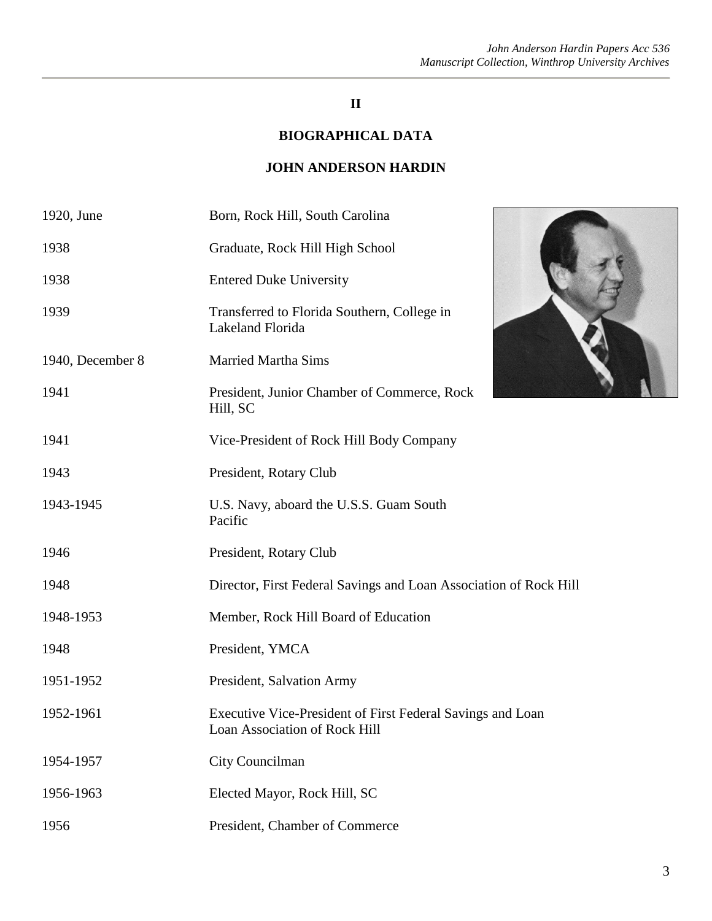## II

## BIOGRAPHICAL DATA

## JOHN ANDERSON HARDIN

| | |
|---|---|
| 1920, June | Born, Rock Hill, South Carolina |
| 1938 | Graduate, Rock Hill High School |
| 1938 | Entered Duke University |
| 1939 | Transferred to Florida Southern, College in Lakeland Florida |
| 1940, December 8 | Married Martha Sims |
| 1941 | President, Junior Chamber of Commerce, Rock Hill, SC |
| 1941 | Vice-President of Rock Hill Body Company |
| 1943 | President, Rotary Club |
| 1943-1945 | U.S. Navy, aboard the U.S.S. Guam South Pacific |
| 1946 | President, Rotary Club |
| 1948 | Director, First Federal Savings and Loan Association of Rock Hill |
| 1948-1953 | Member, Rock Hill Board of Education |
| 1948 | President, YMCA |
| 1951-1952 | President, Salvation Army |
| 1952-1961 | Executive Vice-President of First Federal Savings and Loan Loan Association of Rock Hill |
| 1954-1957 | City Councilman |
| 1956-1963 | Elected Mayor, Rock Hill, SC |
| 1956 | President, Chamber of Commerce |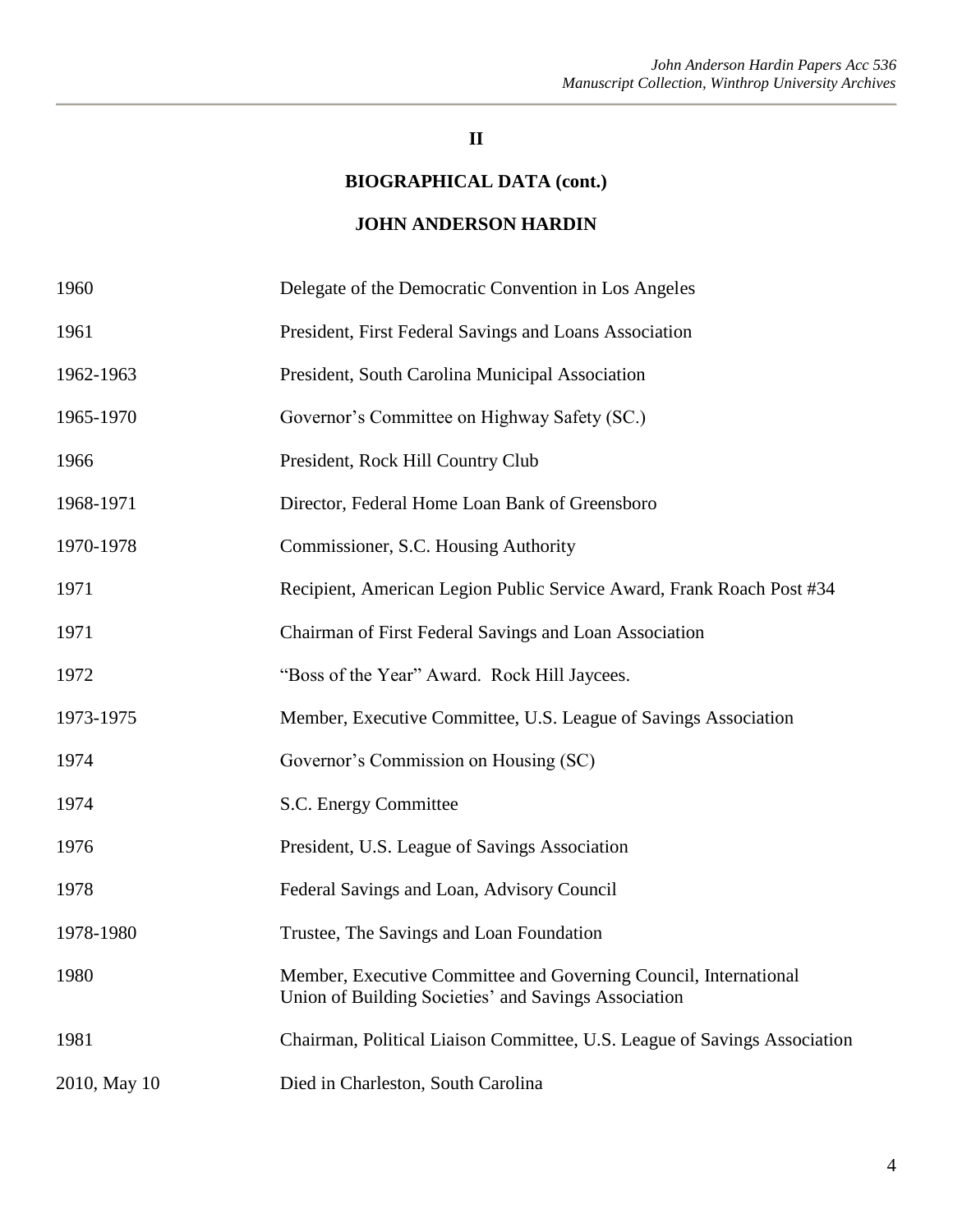## II

## BIOGRAPHICAL DATA (cont.)

## JOHN ANDERSON HARDIN

| | |
|---|---|
| 1960 | Delegate of the Democratic Convention in Los Angeles |
| 1961 | President, First Federal Savings and Loans Association |
| 1962-1963 | President, South Carolina Municipal Association |
| 1965-1970 | Governor's Committee on Highway Safety (SC.) |
| 1966 | President, Rock Hill Country Club |
| 1968-1971 | Director, Federal Home Loan Bank of Greensboro |
| 1970-1978 | Commissioner, S.C. Housing Authority |
| 1971 | Recipient, American Legion Public Service Award, Frank Roach Post #34 |
| 1971 | Chairman of First Federal Savings and Loan Association |
| 1972 | "Boss of the Year" Award. Rock Hill Jaycees. |
| 1973-1975 | Member, Executive Committee, U.S. League of Savings Association |
| 1974 | Governor's Commission on Housing (SC) |
| 1974 | S.C. Energy Committee |
| 1976 | President, U.S. League of Savings Association |
| 1978 | Federal Savings and Loan, Advisory Council |
| 1978-1980 | Trustee, The Savings and Loan Foundation |
| 1980 | Member, Executive Committee and Governing Council, International Union of Building Societies' and Savings Association |
| 1981 | Chairman, Political Liaison Committee, U.S. League of Savings Association |
| 2010, May 10 | Died in Charleston, South Carolina |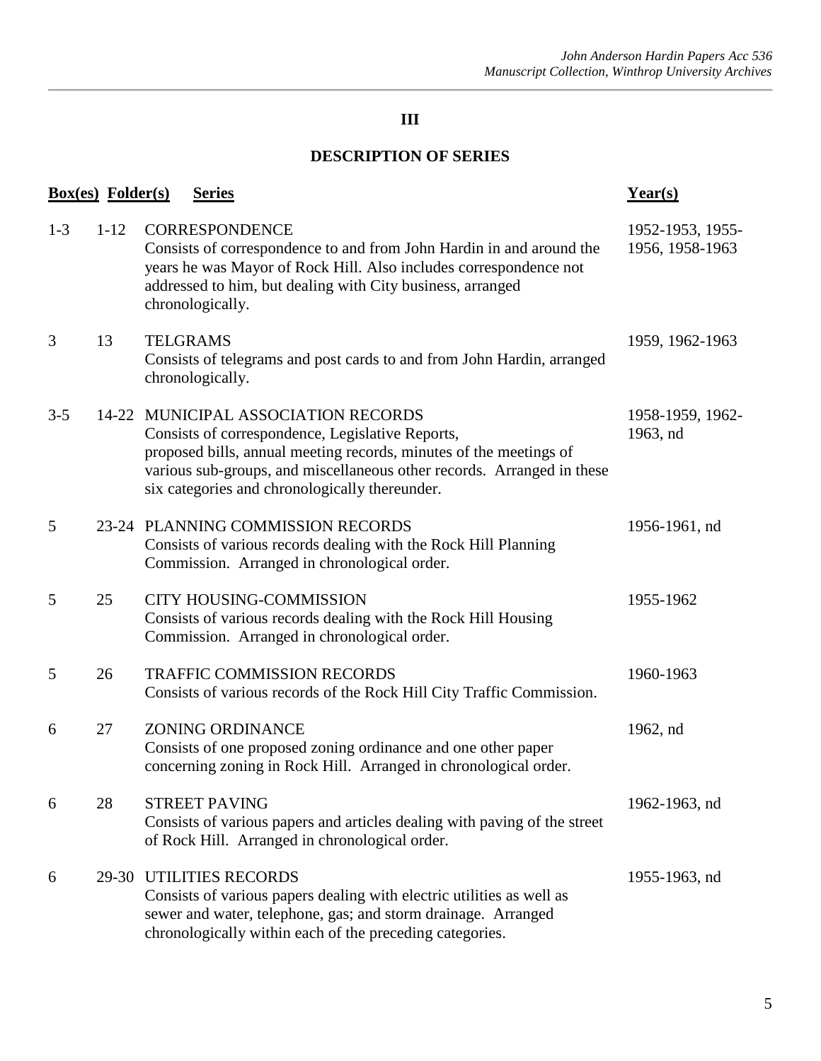## III

## DESCRIPTION OF SERIES

| Box(es) | Folder(s) | Series | Year(s) |
|---|---|---|---|
| 1-3 | 1-12 | CORRESPONDENCE<br>Consists of correspondence to and from John Hardin in and around the years he was Mayor of Rock Hill. Also includes correspondence not addressed to him, but dealing with City business, arranged chronologically. | 1952-1953, 1955-1956, 1958-1963 |
| 3 | 13 | TELGRAMS<br>Consists of telegrams and post cards to and from John Hardin, arranged chronologically. | 1959, 1962-1963 |
| 3-5 | 14-22 | MUNICIPAL ASSOCIATION RECORDS<br>Consists of correspondence, Legislative Reports, proposed bills, annual meeting records, minutes of the meetings of various sub-groups, and miscellaneous other records. Arranged in these six categories and chronologically thereunder. | 1958-1959, 1962-1963, nd |
| 5 | 23-24 | PLANNING COMMISSION RECORDS<br>Consists of various records dealing with the Rock Hill Planning Commission. Arranged in chronological order. | 1956-1961, nd |
| 5 | 25 | CITY HOUSING-COMMISSION<br>Consists of various records dealing with the Rock Hill Housing Commission. Arranged in chronological order. | 1955-1962 |
| 5 | 26 | TRAFFIC COMMISSION RECORDS<br>Consists of various records of the Rock Hill City Traffic Commission. | 1960-1963 |
| 6 | 27 | ZONING ORDINANCE<br>Consists of one proposed zoning ordinance and one other paper concerning zoning in Rock Hill. Arranged in chronological order. | 1962, nd |
| 6 | 28 | STREET PAVING<br>Consists of various papers and articles dealing with paving of the street of Rock Hill. Arranged in chronological order. | 1962-1963, nd |
| 6 | 29-30 | UTILITIES RECORDS<br>Consists of various papers dealing with electric utilities as well as sewer and water, telephone, gas; and storm drainage. Arranged chronologically within each of the preceding categories. | 1955-1963, nd |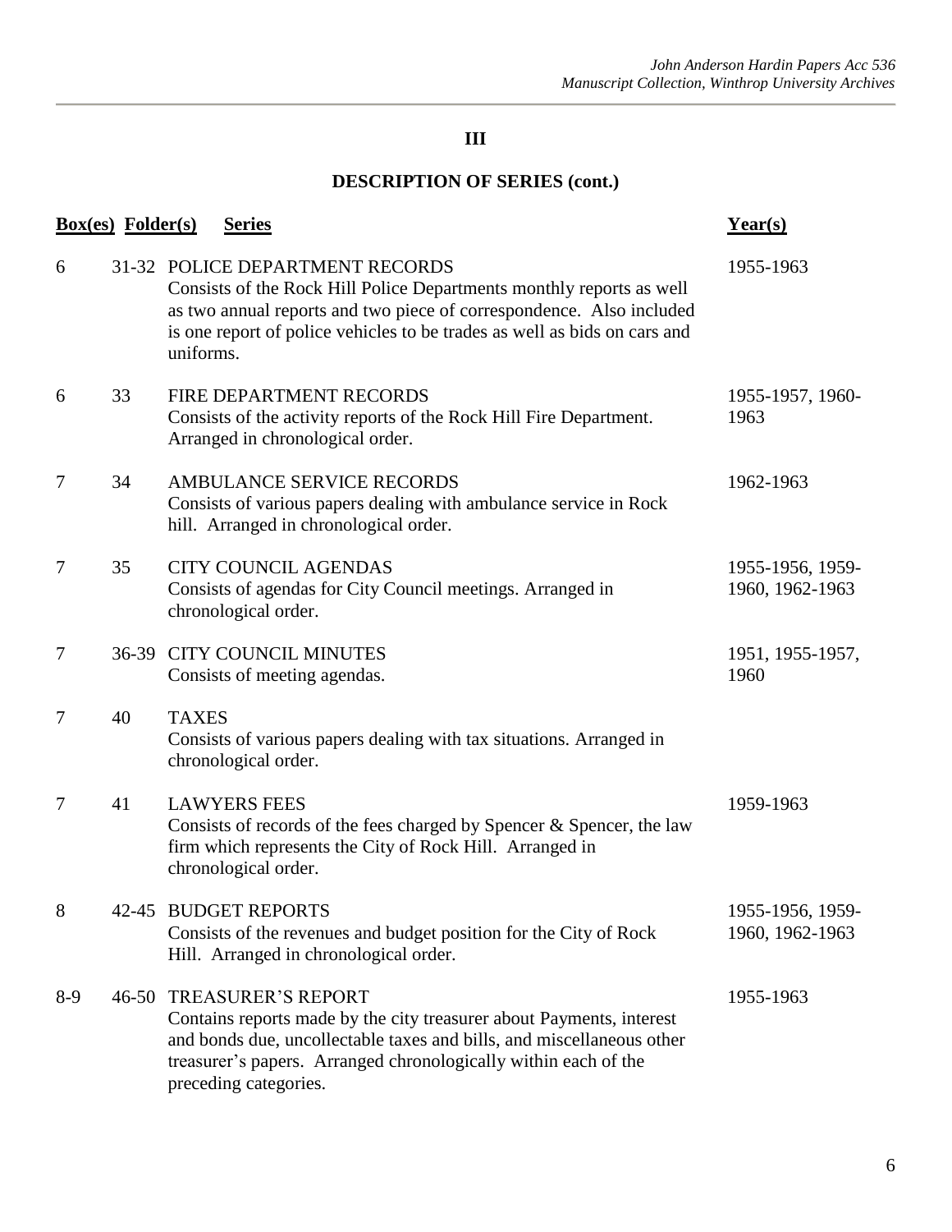## III

## DESCRIPTION OF SERIES (cont.)

| Box(es) | Folder(s) | Series | Year(s) |
|---|---|---|---|
| 6 | 31-32 | POLICE DEPARTMENT RECORDS<br>Consists of the Rock Hill Police Departments monthly reports as well as two annual reports and two piece of correspondence. Also included is one report of police vehicles to be trades as well as bids on cars and uniforms. | 1955-1963 |
| 6 | 33 | FIRE DEPARTMENT RECORDS<br>Consists of the activity reports of the Rock Hill Fire Department. Arranged in chronological order. | 1955-1957, 1960-1963 |
| 7 | 34 | AMBULANCE SERVICE RECORDS<br>Consists of various papers dealing with ambulance service in Rock hill. Arranged in chronological order. | 1962-1963 |
| 7 | 35 | CITY COUNCIL AGENDAS<br>Consists of agendas for City Council meetings. Arranged in chronological order. | 1955-1956, 1959-1960, 1962-1963 |
| 7 | 36-39 | CITY COUNCIL MINUTES<br>Consists of meeting agendas. | 1951, 1955-1957, 1960 |
| 7 | 40 | TAXES<br>Consists of various papers dealing with tax situations. Arranged in chronological order. | |
| 7 | 41 | LAWYERS FEES<br>Consists of records of the fees charged by Spencer & Spencer, the law firm which represents the City of Rock Hill. Arranged in chronological order. | 1959-1963 |
| 8 | 42-45 | BUDGET REPORTS<br>Consists of the revenues and budget position for the City of Rock Hill. Arranged in chronological order. | 1955-1956, 1959-1960, 1962-1963 |
| 8-9 | 46-50 | TREASURER'S REPORT<br>Contains reports made by the city treasurer about Payments, interest and bonds due, uncollectable taxes and bills, and miscellaneous other treasurer's papers. Arranged chronologically within each of the preceding categories. | 1955-1963 |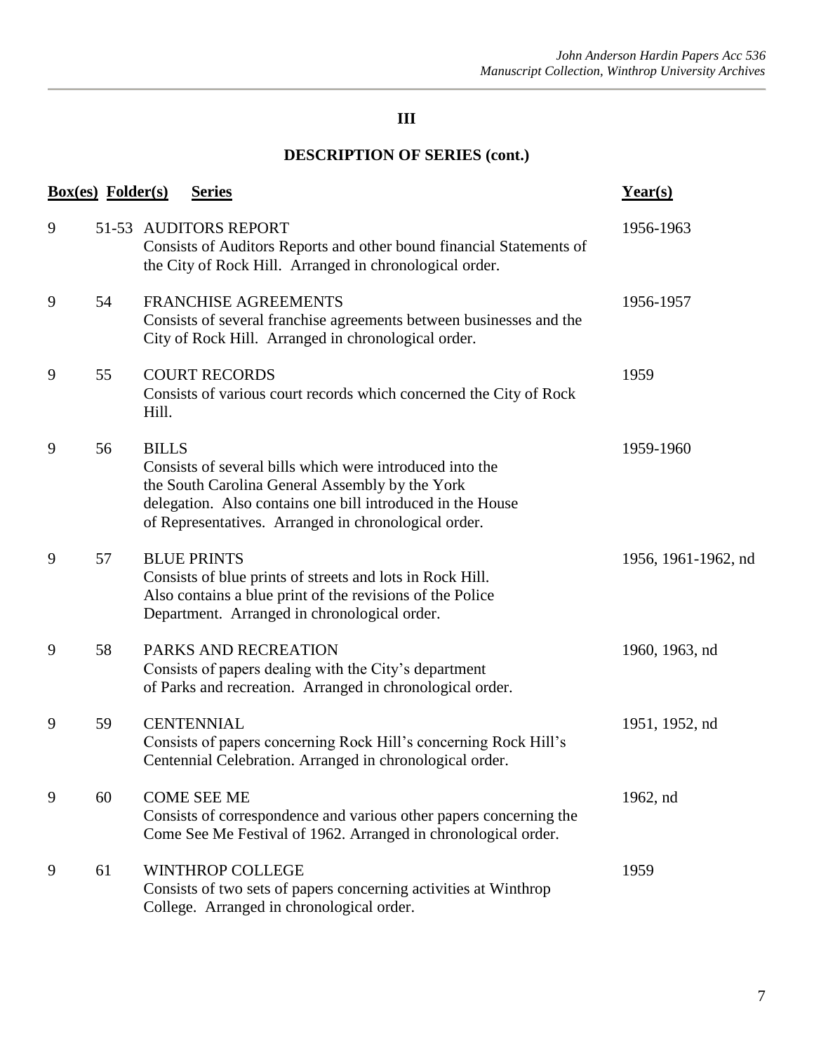# III

## DESCRIPTION OF SERIES (cont.)

| Box(es) | Folder(s) | Series | Year(s) |
|---|---|---|---|
| 9 | 51-53 | AUDITORS REPORT<br>Consists of Auditors Reports and other bound financial Statements of the City of Rock Hill. Arranged in chronological order. | 1956-1963 |
| 9 | 54 | FRANCHISE AGREEMENTS<br>Consists of several franchise agreements between businesses and the City of Rock Hill. Arranged in chronological order. | 1956-1957 |
| 9 | 55 | COURT RECORDS<br>Consists of various court records which concerned the City of Rock Hill. | 1959 |
| 9 | 56 | BILLS<br>Consists of several bills which were introduced into the South Carolina General Assembly by the York delegation. Also contains one bill introduced in the House of Representatives. Arranged in chronological order. | 1959-1960 |
| 9 | 57 | BLUE PRINTS<br>Consists of blue prints of streets and lots in Rock Hill. Also contains a blue print of the revisions of the Police Department. Arranged in chronological order. | 1956, 1961-1962, nd |
| 9 | 58 | PARKS AND RECREATION<br>Consists of papers dealing with the City's department of Parks and recreation. Arranged in chronological order. | 1960, 1963, nd |
| 9 | 59 | CENTENNIAL<br>Consists of papers concerning Rock Hill's concerning Rock Hill's Centennial Celebration. Arranged in chronological order. | 1951, 1952, nd |
| 9 | 60 | COME SEE ME<br>Consists of correspondence and various other papers concerning the Come See Me Festival of 1962. Arranged in chronological order. | 1962, nd |
| 9 | 61 | WINTHROP COLLEGE<br>Consists of two sets of papers concerning activities at Winthrop College. Arranged in chronological order. | 1959 |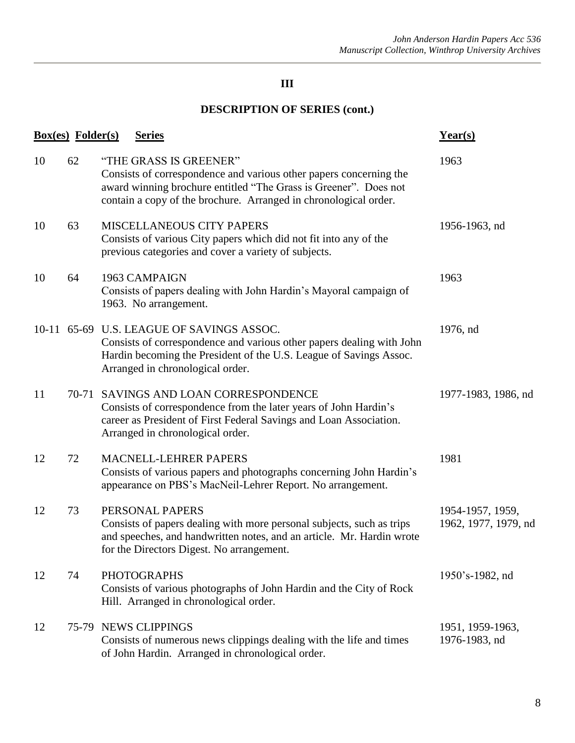## III

## DESCRIPTION OF SERIES (cont.)

| Box(es) | Folder(s) | Series | Year(s) |
|---|---|---|---|
| 10 | 62 | "THE GRASS IS GREENER"<br>Consists of correspondence and various other papers concerning the award winning brochure entitled "The Grass is Greener". Does not contain a copy of the brochure. Arranged in chronological order. | 1963 |
| 10 | 63 | MISCELLANEOUS CITY PAPERS<br>Consists of various City papers which did not fit into any of the previous categories and cover a variety of subjects. | 1956-1963, nd |
| 10 | 64 | 1963 CAMPAIGN<br>Consists of papers dealing with John Hardin's Mayoral campaign of 1963. No arrangement. | 1963 |
| 10-11 | 65-69 | U.S. LEAGUE OF SAVINGS ASSOC.<br>Consists of correspondence and various other papers dealing with John Hardin becoming the President of the U.S. League of Savings Assoc. Arranged in chronological order. | 1976, nd |
| 11 | 70-71 | SAVINGS AND LOAN CORRESPONDENCE<br>Consists of correspondence from the later years of John Hardin's career as President of First Federal Savings and Loan Association. Arranged in chronological order. | 1977-1983, 1986, nd |
| 12 | 72 | MACNELL-LEHRER PAPERS<br>Consists of various papers and photographs concerning John Hardin's appearance on PBS's MacNeil-Lehrer Report. No arrangement. | 1981 |
| 12 | 73 | PERSONAL PAPERS<br>Consists of papers dealing with more personal subjects, such as trips and speeches, and handwritten notes, and an article. Mr. Hardin wrote for the Directors Digest. No arrangement. | 1954-1957, 1959, 1962, 1977, 1979, nd |
| 12 | 74 | PHOTOGRAPHS<br>Consists of various photographs of John Hardin and the City of Rock Hill. Arranged in chronological order. | 1950's-1982, nd |
| 12 | 75-79 | NEWS CLIPPINGS<br>Consists of numerous news clippings dealing with the life and times of John Hardin. Arranged in chronological order. | 1951, 1959-1963, 1976-1983, nd |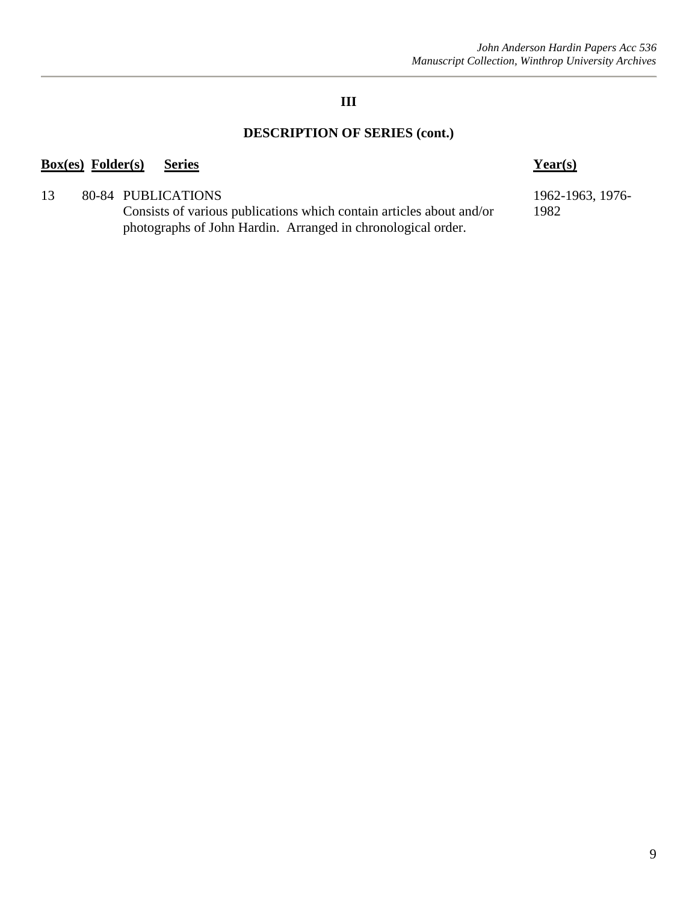## III

## DESCRIPTION OF SERIES (cont.)

| Box(es) | Folder(s) | Series | Year(s) |
|---|---|---|---|
| 13 | 80-84 | PUBLICATIONS<br>Consists of various publications which contain articles about and/or photographs of John Hardin. Arranged in chronological order. | 1962-1963, 1976-1982 |